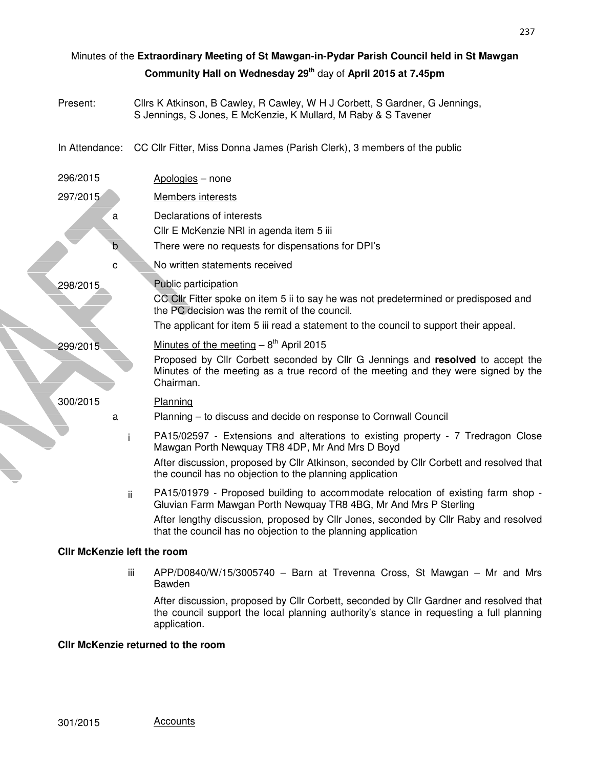Minutes of the **Extraordinary Meeting of St Mawgan-in-Pydar Parish Council held in St Mawgan Community Hall on Wednesday 29th** day of **April 2015 at 7.45pm**

Present: Cllrs K Atkinson, B Cawley, R Cawley, W H J Corbett, S Gardner, G Jennings, S Jennings, S Jones, E McKenzie, K Mullard, M Raby & S Tavener

In Attendance: CC Cllr Fitter, Miss Donna James (Parish Clerk), 3 members of the public

296/2015 Apologies – none

297/2015 Members interests

a. Declarations of interests
   Cllr E McKenzie NRI in agenda item 5 iii

b. There were no requests for dispensations for DPI's

c. No written statements received

298/2015 Public participation

CC Cllr Fitter spoke on item 5 ii to say he was not predetermined or predisposed and the PC decision was the remit of the council.

The applicant for item 5 iii read a statement to the council to support their appeal.

299/2015 Minutes of the meeting – 8th April 2015

Proposed by Cllr Corbett seconded by Cllr G Jennings and **resolved** to accept the Minutes of the meeting as a true record of the meeting and they were signed by the Chairman.

300/2015 Planning

a. Planning – to discuss and decide on response to Cornwall Council

   i. PA15/02597 - Extensions and alterations to existing property - 7 Tredragon Close Mawgan Porth Newquay TR8 4DP, Mr And Mrs D Boyd

   After discussion, proposed by Cllr Atkinson, seconded by Cllr Corbett and resolved that the council has no objection to the planning application

   ii. PA15/01979 - Proposed building to accommodate relocation of existing farm shop - Gluvian Farm Mawgan Porth Newquay TR8 4BG, Mr And Mrs P Sterling

   After lengthy discussion, proposed by Cllr Jones, seconded by Cllr Raby and resolved that the council has no objection to the planning application

**Cllr McKenzie left the room**

   iii. APP/D0840/W/15/3005740 – Barn at Trevenna Cross, St Mawgan – Mr and Mrs Bawden

   After discussion, proposed by Cllr Corbett, seconded by Cllr Gardner and resolved that the council support the local planning authority's stance in requesting a full planning application.

**Cllr McKenzie returned to the room**

301/2015 Accounts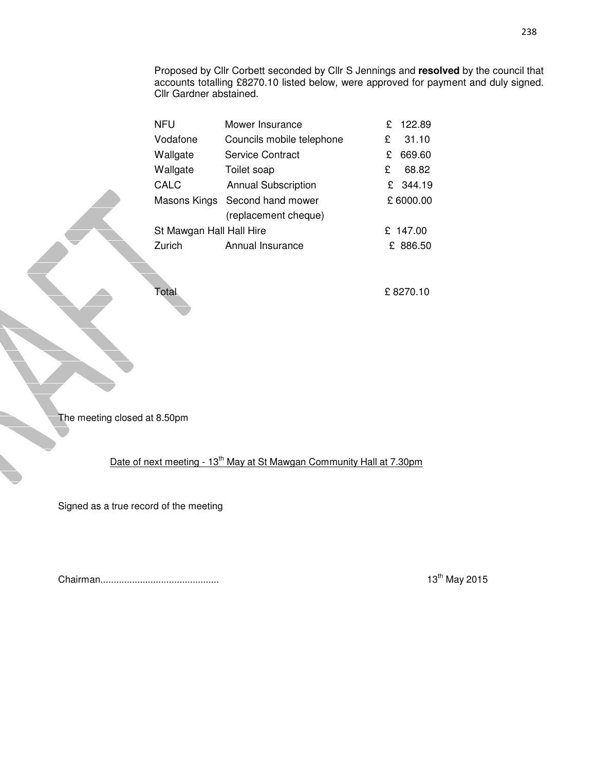Proposed by Cllr Corbett seconded by Cllr S Jennings and **resolved** by the council that accounts totalling £8270.10 listed below, were approved for payment and duly signed. Cllr Gardner abstained.

| | | |
|---|---|---|
| NFU | Mower Insurance | £ 122.89 |
| Vodafone | Councils mobile telephone | £ 31.10 |
| Wallgate | Service Contract | £ 669.60 |
| Wallgate | Toilet soap | £ 68.82 |
| CALC | Annual Subscription | £ 344.19 |
| Masons Kings | Second hand mower (replacement cheque) | £ 6000.00 |
| St Mawgan Hall | Hall Hire | £ 147.00 |
| Zurich | Annual Insurance | £ 886.50 |
| Total | | £ 8270.10 |

The meeting closed at 8.50pm

Date of next meeting - 13th May at St Mawgan Community Hall at 7.30pm

Signed as a true record of the meeting

Chairman............................................ 13th May 2015